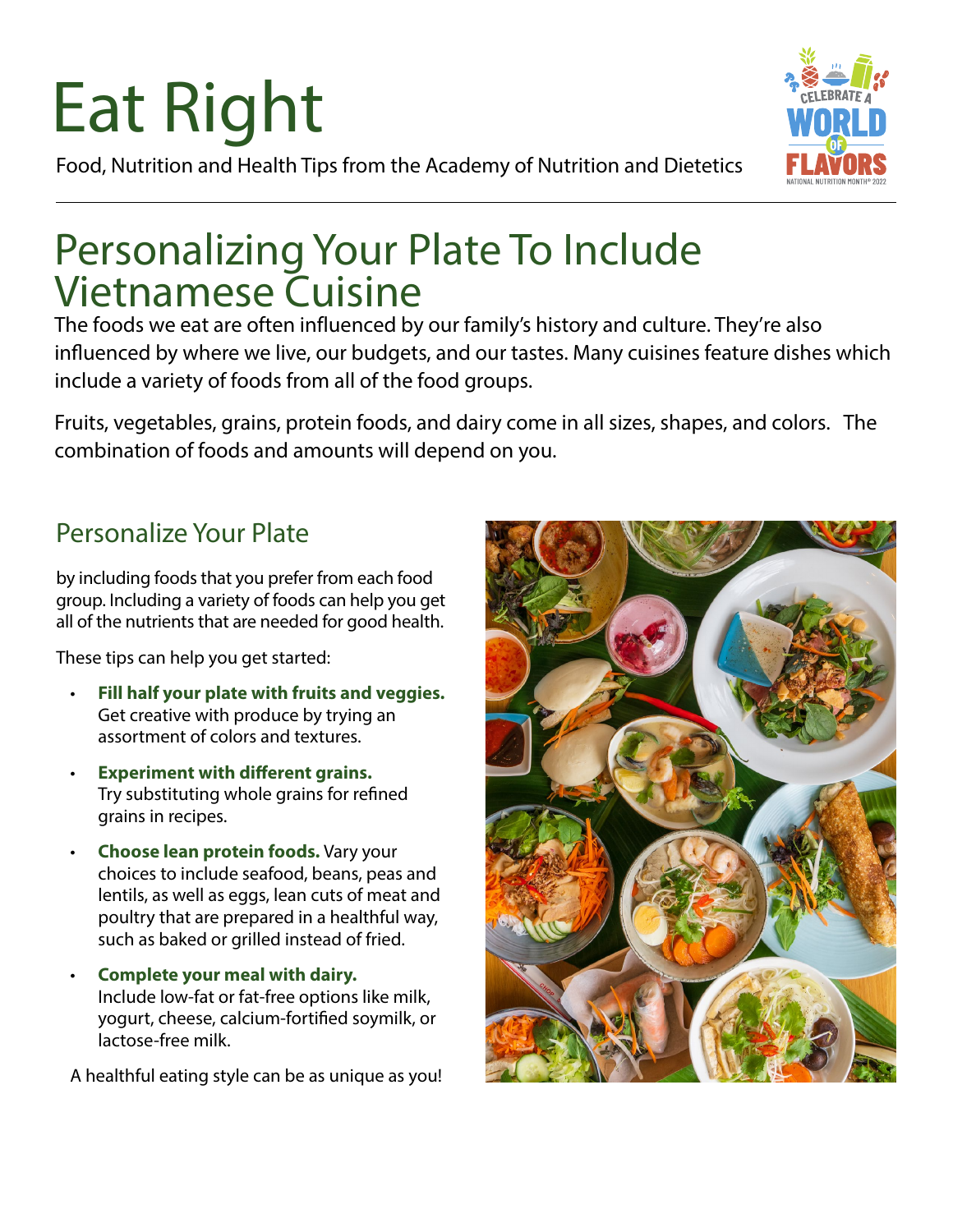# Eat Right

Food, Nutrition and Health Tips from the Academy of Nutrition and Dietetics

## Personalizing Your Plate To Include Vietnamese Cuisine

The foods we eat are often influenced by our family's history and culture. They're also influenced by where we live, our budgets, and our tastes. Many cuisines feature dishes which include a variety of foods from all of the food groups.

Fruits, vegetables, grains, protein foods, and dairy come in all sizes, shapes, and colors. The combination of foods and amounts will depend on you.

### Personalize Your Plate

by including foods that you prefer from each food group. Including a variety of foods can help you get all of the nutrients that are needed for good health.

These tips can help you get started:

- **Fill half your plate with fruits and veggies.** Get creative with produce by trying an assortment of colors and textures.
- **Experiment with different grains.** Try substituting whole grains for refined grains in recipes.
- **Choose lean protein foods.** Vary your choices to include seafood, beans, peas and lentils, as well as eggs, lean cuts of meat and poultry that are prepared in a healthful way, such as baked or grilled instead of fried.
- **Complete your meal with dairy.** Include low-fat or fat-free options like milk, yogurt, cheese, calcium-fortified soymilk, or lactose-free milk.

A healthful eating style can be as unique as you!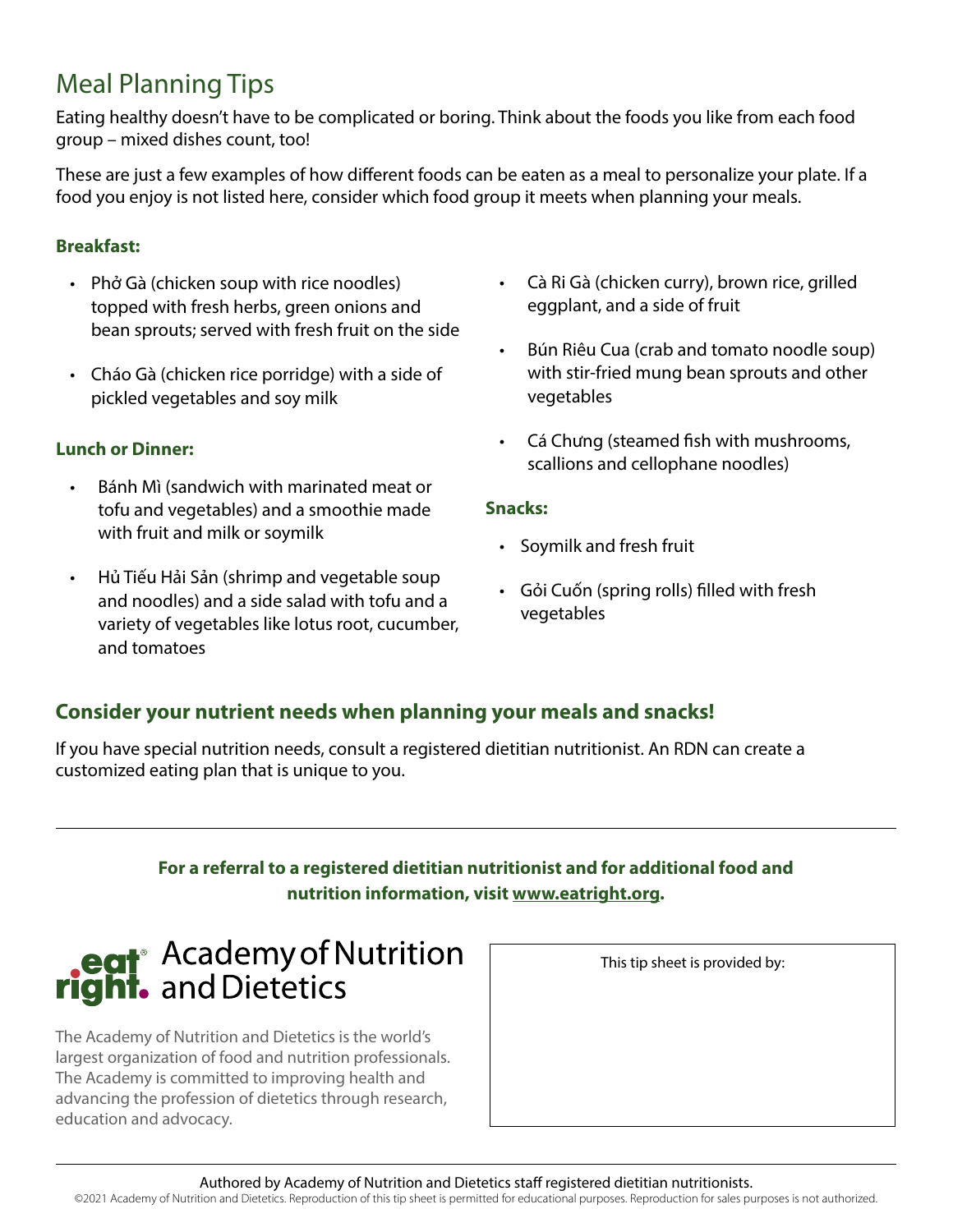## Meal Planning Tips

Eating healthy doesn't have to be complicated or boring. Think about the foods you like from each food group – mixed dishes count, too!

These are just a few examples of how different foods can be eaten as a meal to personalize your plate. If a food you enjoy is not listed here, consider which food group it meets when planning your meals.

### Breakfast:

- Phở Gà (chicken soup with rice noodles) topped with fresh herbs, green onions and bean sprouts; served with fresh fruit on the side
- Cháo Gà (chicken rice porridge) with a side of pickled vegetables and soy milk

### Lunch or Dinner:

- Bánh Mì (sandwich with marinated meat or tofu and vegetables) and a smoothie made with fruit and milk or soymilk
- Hủ Tiếu Hải Sản (shrimp and vegetable soup and noodles) and a side salad with tofu and a variety of vegetables like lotus root, cucumber, and tomatoes
- Cà Ri Gà (chicken curry), brown rice, grilled eggplant, and a side of fruit
- Bún Riêu Cua (crab and tomato noodle soup) with stir-fried mung bean sprouts and other vegetables
- Cá Chưng (steamed fish with mushrooms, scallions and cellophane noodles)

### Snacks:

- Soymilk and fresh fruit
- Gỏi Cuốn (spring rolls) filled with fresh vegetables

## Consider your nutrient needs when planning your meals and snacks!

If you have special nutrition needs, consult a registered dietitian nutritionist. An RDN can create a customized eating plan that is unique to you.

---

**For a referral to a registered dietitian nutritionist and for additional food and nutrition information, visit www.eatright.org.**

eat right. Academy of Nutrition and Dietetics

The Academy of Nutrition and Dietetics is the world's largest organization of food and nutrition professionals. The Academy is committed to improving health and advancing the profession of dietetics through research, education and advocacy.

This tip sheet is provided by:

Authored by Academy of Nutrition and Dietetics staff registered dietitian nutritionists.

©2021 Academy of Nutrition and Dietetics. Reproduction of this tip sheet is permitted for educational purposes. Reproduction for sales purposes is not authorized.